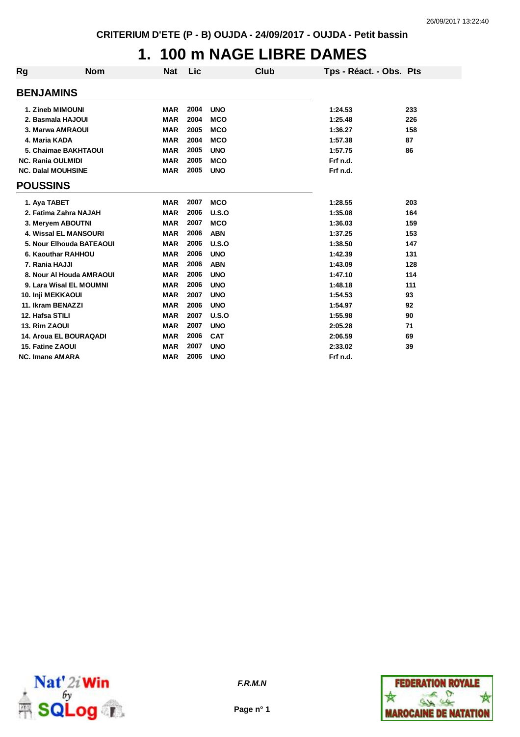CRITERIUM D'ETE (P - B) OUJDA - 24/09/2017 - OUJDA - Petit bassin

# 1. 100 m NAGE LIBRE DAMES

| Rg | Nom | Nat | Lic | Club | Tps - Réact. - Obs. | Pts |
|---|---|---|---|---|---|---|
| **BENJAMINS** | | | | | | |
| 1. | Zineb MIMOUNI | MAR | 2004 | UNO | 1:24.53 | 233 |
| 2. | Basmala HAJOUI | MAR | 2004 | MCO | 1:25.48 | 226 |
| 3. | Marwa AMRAOUI | MAR | 2005 | MCO | 1:36.27 | 158 |
| 4. | Maria KADA | MAR | 2004 | MCO | 1:57.38 | 87 |
| 5. | Chaimae BAKHTAOUI | MAR | 2005 | UNO | 1:57.75 | 86 |
| NC. | Rania OULMIDI | MAR | 2005 | MCO | Frf n.d. | |
| NC. | Dalal MOUHSINE | MAR | 2005 | UNO | Frf n.d. | |
| **POUSSINS** | | | | | | |
| 1. | Aya TABET | MAR | 2007 | MCO | 1:28.55 | 203 |
| 2. | Fatima Zahra NAJAH | MAR | 2006 | U.S.O | 1:35.08 | 164 |
| 3. | Meryem ABOUTNI | MAR | 2007 | MCO | 1:36.03 | 159 |
| 4. | Wissal EL MANSOURI | MAR | 2006 | ABN | 1:37.25 | 153 |
| 5. | Nour Elhouda BATEAOUI | MAR | 2006 | U.S.O | 1:38.50 | 147 |
| 6. | Kaouthar RAHHOU | MAR | 2006 | UNO | 1:42.39 | 131 |
| 7. | Rania HAJJI | MAR | 2006 | ABN | 1:43.09 | 128 |
| 8. | Nour Al Houda AMRAOUI | MAR | 2006 | UNO | 1:47.10 | 114 |
| 9. | Lara Wisal EL MOUMNI | MAR | 2006 | UNO | 1:48.18 | 111 |
| 10. | Inji MEKKAOUI | MAR | 2007 | UNO | 1:54.53 | 93 |
| 11. | Ikram BENAZZI | MAR | 2006 | UNO | 1:54.97 | 92 |
| 12. | Hafsa STILI | MAR | 2007 | U.S.O | 1:55.98 | 90 |
| 13. | Rim ZAOUI | MAR | 2007 | UNO | 2:05.28 | 71 |
| 14. | Aroua EL BOURAQADI | MAR | 2006 | CAT | 2:06.59 | 69 |
| 15. | Fatine ZAOUI | MAR | 2007 | UNO | 2:33.02 | 39 |
| NC. | Imane AMARA | MAR | 2006 | UNO | Frf n.d. | |

*F.R.M.N*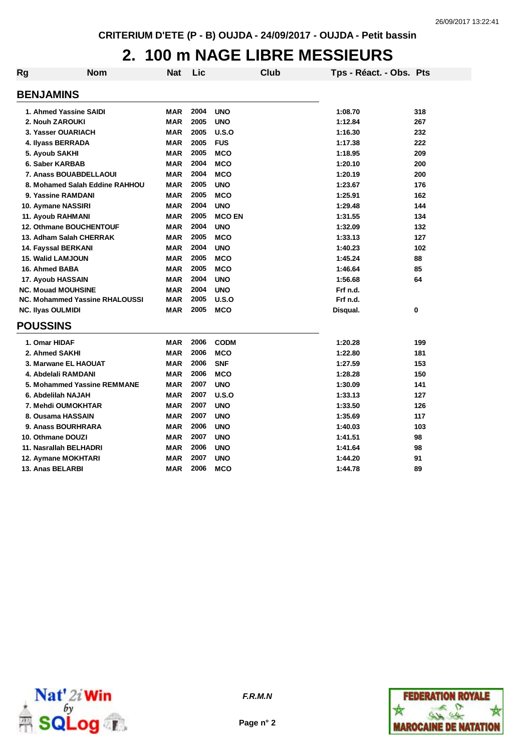CRITERIUM D'ETE (P - B) OUJDA - 24/09/2017 - OUJDA - Petit bassin

# 2. 100 m NAGE LIBRE MESSIEURS

| Rg | Nom | Nat | Lic | Club | Tps - Réact. - Obs. | Pts |
|---|---|---|---|---|---|---|

## BENJAMINS

| Rg | Nom | Nat | Lic | Club | Tps - Réact. - Obs. | Pts |
|---|---|---|---|---|---|---|
| 1. | Ahmed Yassine SAIDI | MAR | 2004 | UNO | 1:08.70 | 318 |
| 2. | Nouh ZAROUKI | MAR | 2005 | UNO | 1:12.84 | 267 |
| 3. | Yasser OUARIACH | MAR | 2005 | U.S.O | 1:16.30 | 232 |
| 4. | Ilyass BERRADA | MAR | 2005 | FUS | 1:17.38 | 222 |
| 5. | Ayoub SAKHI | MAR | 2005 | MCO | 1:18.95 | 209 |
| 6. | Saber KARBAB | MAR | 2004 | MCO | 1:20.10 | 200 |
| 7. | Anass BOUABDELLAOUI | MAR | 2004 | MCO | 1:20.19 | 200 |
| 8. | Mohamed Salah Eddine RAHHOU | MAR | 2005 | UNO | 1:23.67 | 176 |
| 9. | Yassine RAMDANI | MAR | 2005 | MCO | 1:25.91 | 162 |
| 10. | Aymane NASSIRI | MAR | 2004 | UNO | 1:29.48 | 144 |
| 11. | Ayoub RAHMANI | MAR | 2005 | MCO EN | 1:31.55 | 134 |
| 12. | Othmane BOUCHENTOUF | MAR | 2004 | UNO | 1:32.09 | 132 |
| 13. | Adham Salah CHERRAK | MAR | 2005 | MCO | 1:33.13 | 127 |
| 14. | Fayssal BERKANI | MAR | 2004 | UNO | 1:40.23 | 102 |
| 15. | Walid LAMJOUN | MAR | 2005 | MCO | 1:45.24 | 88 |
| 16. | Ahmed BABA | MAR | 2005 | MCO | 1:46.64 | 85 |
| 17. | Ayoub HASSAIN | MAR | 2004 | UNO | 1:56.68 | 64 |
| NC. | Mouad MOUHSINE | MAR | 2004 | UNO | Frf n.d. | |
| NC. | Mohammed Yassine RHALOUSSI | MAR | 2005 | U.S.O | Frf n.d. | |
| NC. | Ilyas OULMIDI | MAR | 2005 | MCO | Disqual. | 0 |

## POUSSINS

| Rg | Nom | Nat | Lic | Club | Tps - Réact. - Obs. | Pts |
|---|---|---|---|---|---|---|
| 1. | Omar HIDAF | MAR | 2006 | CODM | 1:20.28 | 199 |
| 2. | Ahmed SAKHI | MAR | 2006 | MCO | 1:22.80 | 181 |
| 3. | Marwane EL HAOUAT | MAR | 2006 | SNF | 1:27.59 | 153 |
| 4. | Abdelali RAMDANI | MAR | 2006 | MCO | 1:28.28 | 150 |
| 5. | Mohammed Yassine REMMANE | MAR | 2007 | UNO | 1:30.09 | 141 |
| 6. | Abdelilah NAJAH | MAR | 2007 | U.S.O | 1:33.13 | 127 |
| 7. | Mehdi OUMOKHTAR | MAR | 2007 | UNO | 1:33.50 | 126 |
| 8. | Ousama HASSAIN | MAR | 2007 | UNO | 1:35.69 | 117 |
| 9. | Anass BOURHRARA | MAR | 2006 | UNO | 1:40.03 | 103 |
| 10. | Othmane DOUZI | MAR | 2007 | UNO | 1:41.51 | 98 |
| 11. | Nasrallah BELHADRI | MAR | 2006 | UNO | 1:41.64 | 98 |
| 12. | Aymane MOKHTARI | MAR | 2007 | UNO | 1:44.20 | 91 |
| 13. | Anas BELARBI | MAR | 2006 | MCO | 1:44.78 | 89 |

*F.R.M.N*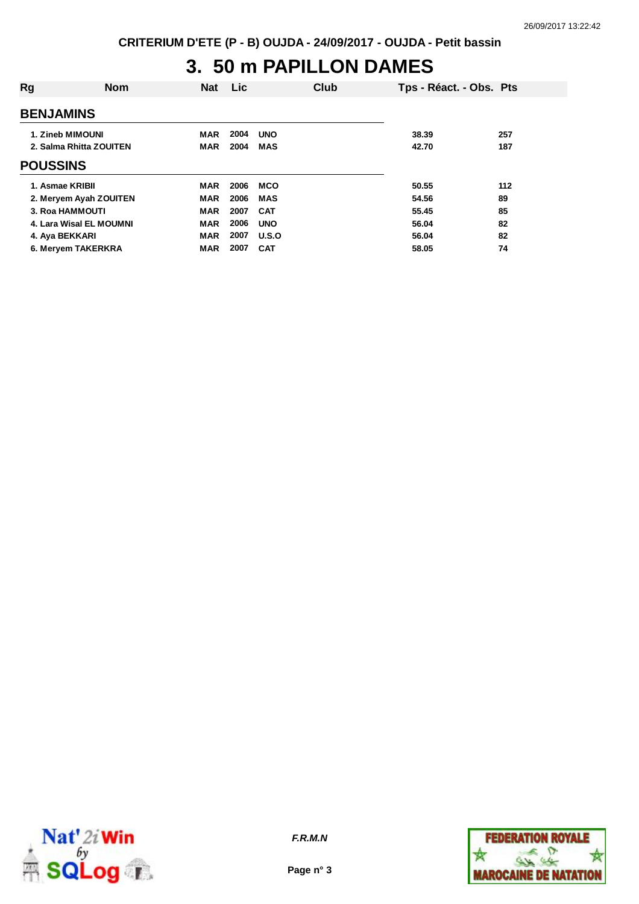CRITERIUM D'ETE (P - B) OUJDA - 24/09/2017 - OUJDA - Petit bassin

# 3. 50 m PAPILLON DAMES

| Rg | Nom | Nat | Lic | Club | Tps - Réact. - Obs. | Pts |
|---|---|---|---|---|---|---|
| **BENJAMINS** | | | | | | |
| 1. | Zineb MIMOUNI | MAR | 2004 | UNO | 38.39 | 257 |
| 2. | Salma Rhitta ZOUITEN | MAR | 2004 | MAS | 42.70 | 187 |
| **POUSSINS** | | | | | | |
| 1. | Asmae KRIBII | MAR | 2006 | MCO | 50.55 | 112 |
| 2. | Meryem Ayah ZOUITEN | MAR | 2006 | MAS | 54.56 | 89 |
| 3. | Roa HAMMOUTI | MAR | 2007 | CAT | 55.45 | 85 |
| 4. | Lara Wisal EL MOUMNI | MAR | 2006 | UNO | 56.04 | 82 |
| 4. | Aya BEKKARI | MAR | 2007 | U.S.O | 56.04 | 82 |
| 6. | Meryem TAKERKRA | MAR | 2007 | CAT | 58.05 | 74 |

*F.R.M.N*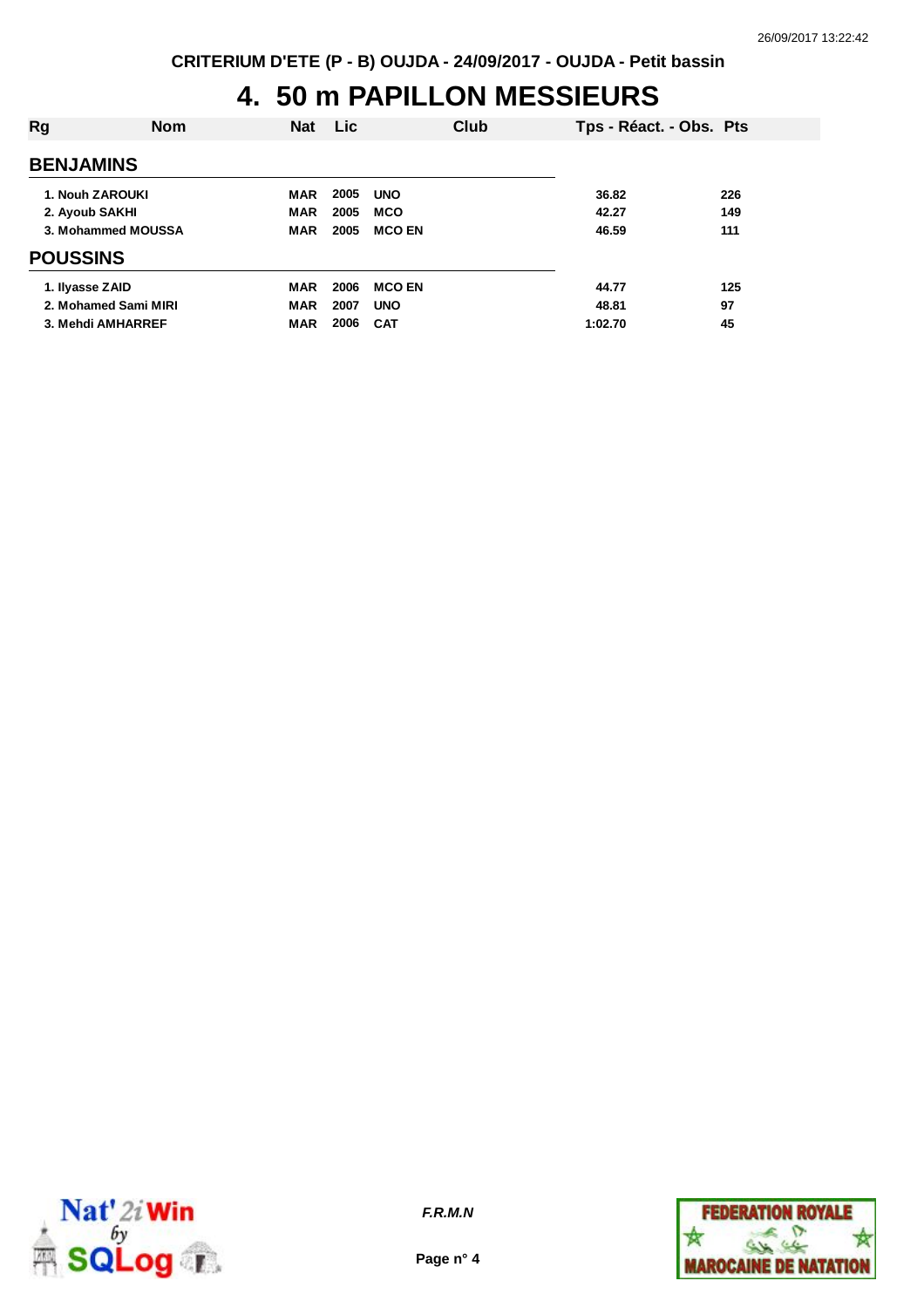CRITERIUM D'ETE (P - B) OUJDA - 24/09/2017 - OUJDA - Petit bassin

# 4. 50 m PAPILLON MESSIEURS

| Rg | Nom | Nat | Lic | Club | Tps - Réact. - Obs. | Pts |
|---|---|---|---|---|---|---|
| **BENJAMINS** | | | | | | |
| 1. | Nouh ZAROUKI | MAR | 2005 | UNO | 36.82 | 226 |
| 2. | Ayoub SAKHI | MAR | 2005 | MCO | 42.27 | 149 |
| 3. | Mohammed MOUSSA | MAR | 2005 | MCO EN | 46.59 | 111 |
| **POUSSINS** | | | | | | |
| 1. | Ilyasse ZAID | MAR | 2006 | MCO EN | 44.77 | 125 |
| 2. | Mohamed Sami MIRI | MAR | 2007 | UNO | 48.81 | 97 |
| 3. | Mehdi AMHARREF | MAR | 2006 | CAT | 1:02.70 | 45 |

*F.R.M.N*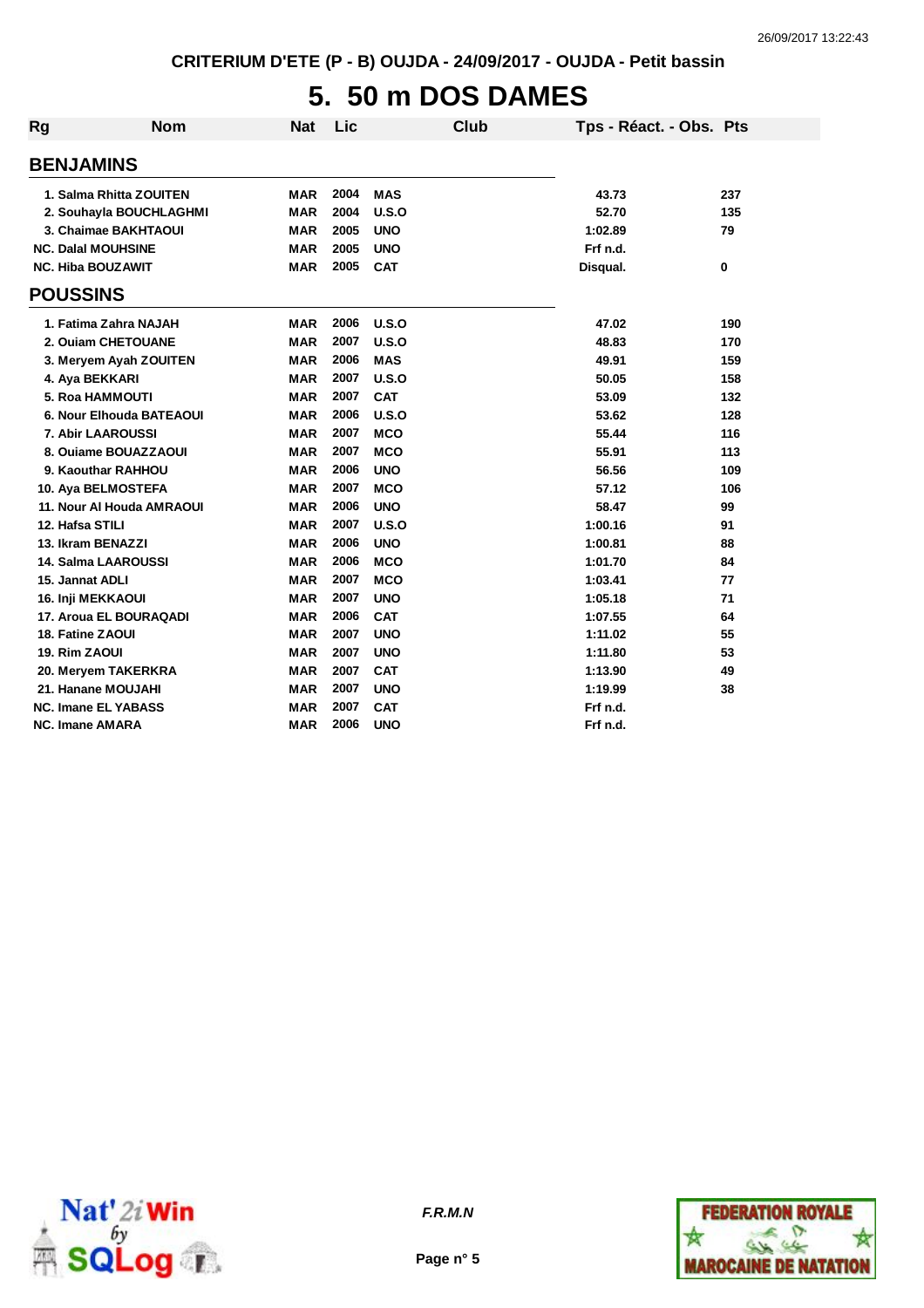CRITERIUM D'ETE (P - B) OUJDA - 24/09/2017 - OUJDA - Petit bassin

# 5. 50 m DOS DAMES

| Rg | Nom | Nat | Lic | Club | Tps - Réact. - Obs. | Pts |
|---|---|---|---|---|---|---|
| **BENJAMINS** | | | | | | |
| 1. | Salma Rhitta ZOUITEN | MAR | 2004 | MAS | 43.73 | 237 |
| 2. | Souhayla BOUCHLAGHMI | MAR | 2004 | U.S.O | 52.70 | 135 |
| 3. | Chaimae BAKHTAOUI | MAR | 2005 | UNO | 1:02.89 | 79 |
| NC. | Dalal MOUHSINE | MAR | 2005 | UNO | Frf n.d. | |
| NC. | Hiba BOUZAWIT | MAR | 2005 | CAT | Disqual. | 0 |
| **POUSSINS** | | | | | | |
| 1. | Fatima Zahra NAJAH | MAR | 2006 | U.S.O | 47.02 | 190 |
| 2. | Ouiam CHETOUANE | MAR | 2007 | U.S.O | 48.83 | 170 |
| 3. | Meryem Ayah ZOUITEN | MAR | 2006 | MAS | 49.91 | 159 |
| 4. | Aya BEKKARI | MAR | 2007 | U.S.O | 50.05 | 158 |
| 5. | Roa HAMMOUTI | MAR | 2007 | CAT | 53.09 | 132 |
| 6. | Nour Elhouda BATEAOUI | MAR | 2006 | U.S.O | 53.62 | 128 |
| 7. | Abir LAAROUSSI | MAR | 2007 | MCO | 55.44 | 116 |
| 8. | Ouiame BOUAZZAOUI | MAR | 2007 | MCO | 55.91 | 113 |
| 9. | Kaouthar RAHHOU | MAR | 2006 | UNO | 56.56 | 109 |
| 10. | Aya BELMOSTEFA | MAR | 2007 | MCO | 57.12 | 106 |
| 11. | Nour Al Houda AMRAOUI | MAR | 2006 | UNO | 58.47 | 99 |
| 12. | Hafsa STILI | MAR | 2007 | U.S.O | 1:00.16 | 91 |
| 13. | Ikram BENAZZI | MAR | 2006 | UNO | 1:00.81 | 88 |
| 14. | Salma LAAROUSSI | MAR | 2006 | MCO | 1:01.70 | 84 |
| 15. | Jannat ADLI | MAR | 2007 | MCO | 1:03.41 | 77 |
| 16. | Inji MEKKAOUI | MAR | 2007 | UNO | 1:05.18 | 71 |
| 17. | Aroua EL BOURAQADI | MAR | 2006 | CAT | 1:07.55 | 64 |
| 18. | Fatine ZAOUI | MAR | 2007 | UNO | 1:11.02 | 55 |
| 19. | Rim ZAOUI | MAR | 2007 | UNO | 1:11.80 | 53 |
| 20. | Meryem TAKERKRA | MAR | 2007 | CAT | 1:13.90 | 49 |
| 21. | Hanane MOUJAHI | MAR | 2007 | UNO | 1:19.99 | 38 |
| NC. | Imane EL YABASS | MAR | 2007 | CAT | Frf n.d. | |
| NC. | Imane AMARA | MAR | 2006 | UNO | Frf n.d. | |

F.R.M.N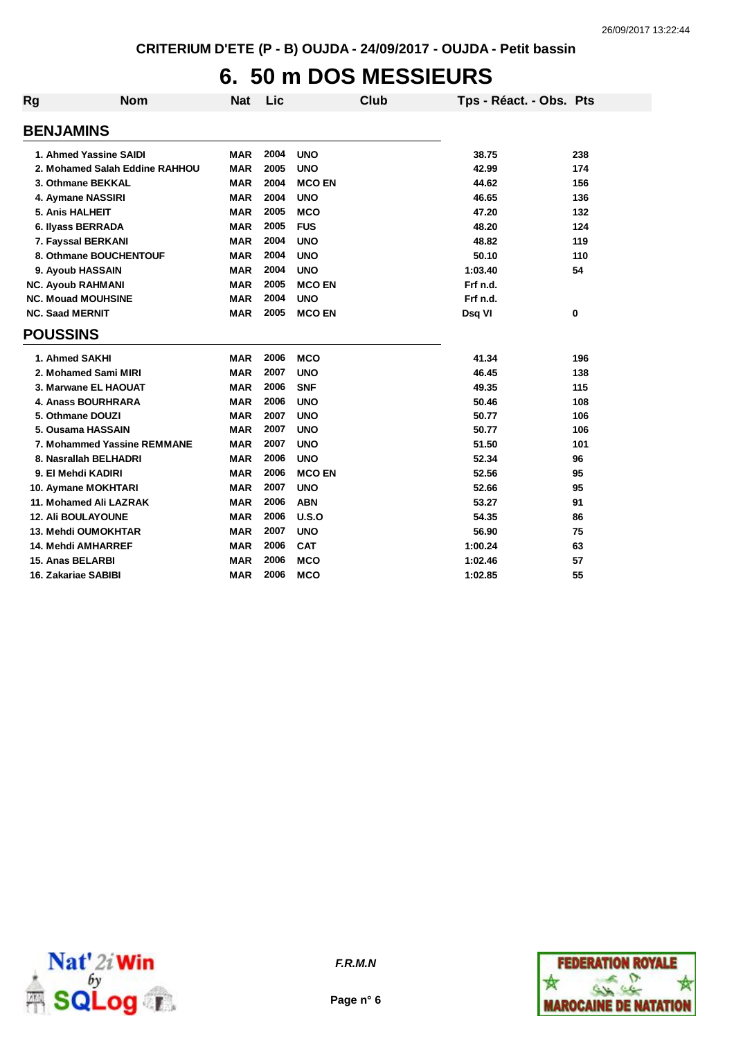CRITERIUM D'ETE (P - B) OUJDA - 24/09/2017 - OUJDA - Petit bassin

# 6. 50 m DOS MESSIEURS

| Rg | Nom | Nat | Lic | Club | Tps - Réact. - Obs. | Pts |
|---|---|---|---|---|---|---|
| **BENJAMINS** | | | | | | |
| 1. | Ahmed Yassine SAIDI | MAR | 2004 | UNO | 38.75 | 238 |
| 2. | Mohamed Salah Eddine RAHHOU | MAR | 2005 | UNO | 42.99 | 174 |
| 3. | Othmane BEKKAL | MAR | 2004 | MCO EN | 44.62 | 156 |
| 4. | Aymane NASSIRI | MAR | 2004 | UNO | 46.65 | 136 |
| 5. | Anis HALHEIT | MAR | 2005 | MCO | 47.20 | 132 |
| 6. | Ilyass BERRADA | MAR | 2005 | FUS | 48.20 | 124 |
| 7. | Fayssal BERKANI | MAR | 2004 | UNO | 48.82 | 119 |
| 8. | Othmane BOUCHENTOUF | MAR | 2004 | UNO | 50.10 | 110 |
| 9. | Ayoub HASSAIN | MAR | 2004 | UNO | 1:03.40 | 54 |
| NC. | Ayoub RAHMANI | MAR | 2005 | MCO EN | Frf n.d. | |
| NC. | Mouad MOUHSINE | MAR | 2004 | UNO | Frf n.d. | |
| NC. | Saad MERNIT | MAR | 2005 | MCO EN | Dsq VI | 0 |
| **POUSSINS** | | | | | | |
| 1. | Ahmed SAKHI | MAR | 2006 | MCO | 41.34 | 196 |
| 2. | Mohamed Sami MIRI | MAR | 2007 | UNO | 46.45 | 138 |
| 3. | Marwane EL HAOUAT | MAR | 2006 | SNF | 49.35 | 115 |
| 4. | Anass BOURHRARA | MAR | 2006 | UNO | 50.46 | 108 |
| 5. | Othmane DOUZI | MAR | 2007 | UNO | 50.77 | 106 |
| 5. | Ousama HASSAIN | MAR | 2007 | UNO | 50.77 | 106 |
| 7. | Mohammed Yassine REMMANE | MAR | 2007 | UNO | 51.50 | 101 |
| 8. | Nasrallah BELHADRI | MAR | 2006 | UNO | 52.34 | 96 |
| 9. | El Mehdi KADIRI | MAR | 2006 | MCO EN | 52.56 | 95 |
| 10. | Aymane MOKHTARI | MAR | 2007 | UNO | 52.66 | 95 |
| 11. | Mohamed Ali LAZRAK | MAR | 2006 | ABN | 53.27 | 91 |
| 12. | Ali BOULAYOUNE | MAR | 2006 | U.S.O | 54.35 | 86 |
| 13. | Mehdi OUMOKHTAR | MAR | 2007 | UNO | 56.90 | 75 |
| 14. | Mehdi AMHARREF | MAR | 2006 | CAT | 1:00.24 | 63 |
| 15. | Anas BELARBI | MAR | 2006 | MCO | 1:02.46 | 57 |
| 16. | Zakariae SABIBI | MAR | 2006 | MCO | 1:02.85 | 55 |

*F.R.M.N*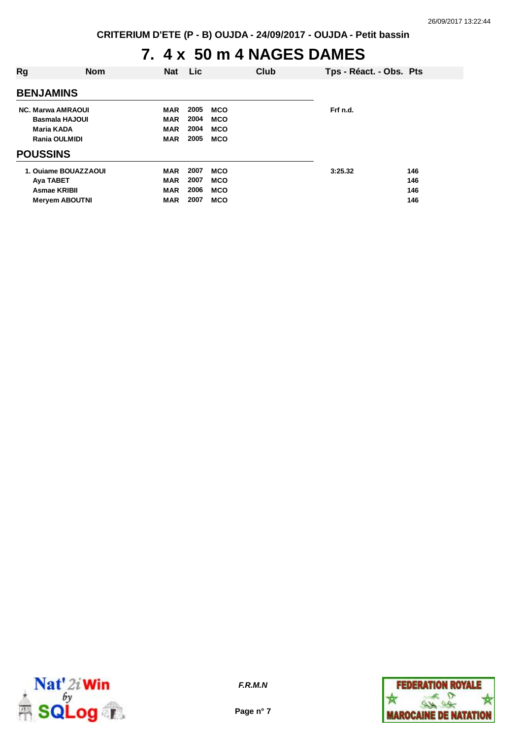CRITERIUM D'ETE (P - B) OUJDA - 24/09/2017 - OUJDA - Petit bassin

# 7. 4 x 50 m 4 NAGES DAMES

| Rg | Nom | Nat | Lic | Club | Tps - Réact. - Obs. | Pts |
|---|---|---|---|---|---|---|
| **BENJAMINS** | | | | | | |
| NC. | Marwa AMRAOUI | MAR | 2005 | MCO | Frf n.d. | |
| | Basmala HAJOUI | MAR | 2004 | MCO | | |
| | Maria KADA | MAR | 2004 | MCO | | |
| | Rania OULMIDI | MAR | 2005 | MCO | | |
| **POUSSINS** | | | | | | |
| 1. | Ouiame BOUAZZAOUI | MAR | 2007 | MCO | 3:25.32 | 146 |
| | Aya TABET | MAR | 2007 | MCO | | 146 |
| | Asmae KRIBII | MAR | 2006 | MCO | | 146 |
| | Meryem ABOUTNI | MAR | 2007 | MCO | | 146 |

*F.R.M.N*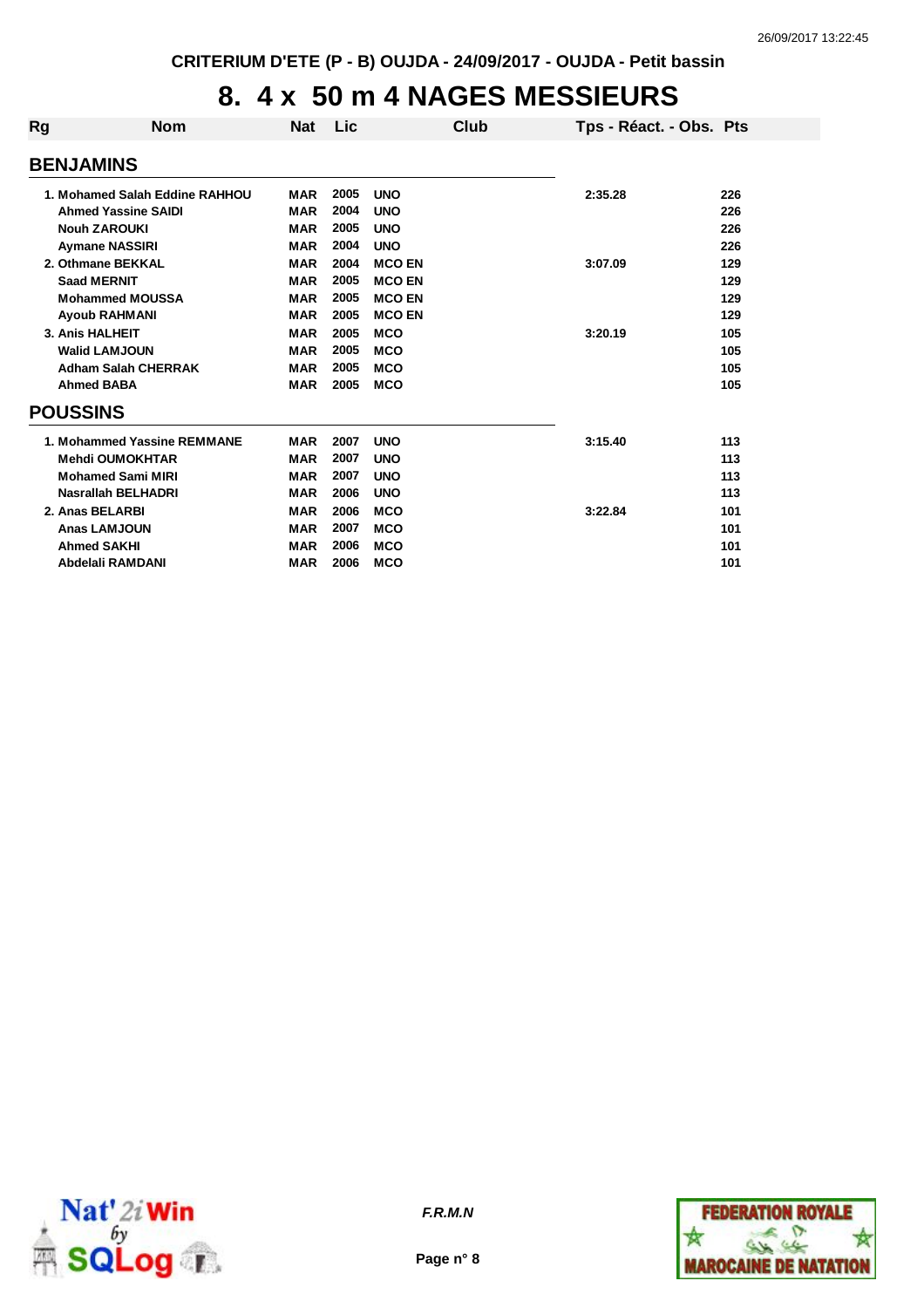CRITERIUM D'ETE (P - B) OUJDA - 24/09/2017 - OUJDA - Petit bassin

# 8. 4 x 50 m 4 NAGES MESSIEURS

| Rg | Nom | Nat | Lic | Club | Tps - Réact. - Obs. | Pts |
|---|---|---|---|---|---|---|
| **BENJAMINS** | | | | | | |
| 1. | Mohamed Salah Eddine RAHHOU | MAR | 2005 | UNO | 2:35.28 | 226 |
| | Ahmed Yassine SAIDI | MAR | 2004 | UNO | | 226 |
| | Nouh ZAROUKI | MAR | 2005 | UNO | | 226 |
| | Aymane NASSIRI | MAR | 2004 | UNO | | 226 |
| 2. | Othmane BEKKAL | MAR | 2004 | MCO EN | 3:07.09 | 129 |
| | Saad MERNIT | MAR | 2005 | MCO EN | | 129 |
| | Mohammed MOUSSA | MAR | 2005 | MCO EN | | 129 |
| | Ayoub RAHMANI | MAR | 2005 | MCO EN | | 129 |
| 3. | Anis HALHEIT | MAR | 2005 | MCO | 3:20.19 | 105 |
| | Walid LAMJOUN | MAR | 2005 | MCO | | 105 |
| | Adham Salah CHERRAK | MAR | 2005 | MCO | | 105 |
| | Ahmed BABA | MAR | 2005 | MCO | | 105 |
| **POUSSINS** | | | | | | |
| 1. | Mohammed Yassine REMMANE | MAR | 2007 | UNO | 3:15.40 | 113 |
| | Mehdi OUMOKHTAR | MAR | 2007 | UNO | | 113 |
| | Mohamed Sami MIRI | MAR | 2007 | UNO | | 113 |
| | Nasrallah BELHADRI | MAR | 2006 | UNO | | 113 |
| 2. | Anas BELARBI | MAR | 2006 | MCO | 3:22.84 | 101 |
| | Anas LAMJOUN | MAR | 2007 | MCO | | 101 |
| | Ahmed SAKHI | MAR | 2006 | MCO | | 101 |
| | Abdelali RAMDANI | MAR | 2006 | MCO | | 101 |

*F.R.M.N*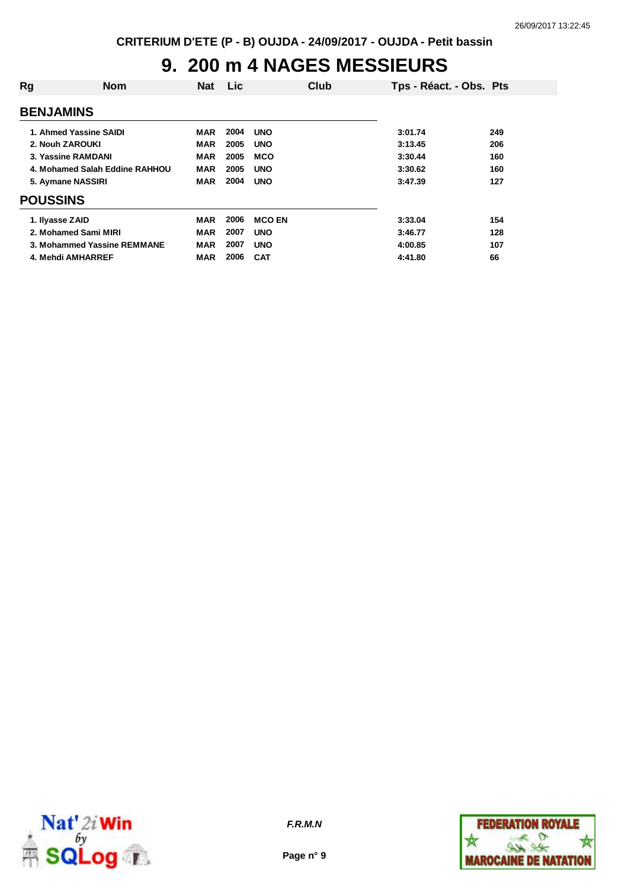# 9. 200 m 4 NAGES MESSIEURS

| Rg | Nom | Nat | Lic | Club | Tps - Réact. - Obs. | Pts |
|---|---|---|---|---|---|---|
| **BENJAMINS** | | | | | | |
| 1. | Ahmed Yassine SAIDI | MAR | 2004 | UNO | 3:01.74 | 249 |
| 2. | Nouh ZAROUKI | MAR | 2005 | UNO | 3:13.45 | 206 |
| 3. | Yassine RAMDANI | MAR | 2005 | MCO | 3:30.44 | 160 |
| 4. | Mohamed Salah Eddine RAHHOU | MAR | 2005 | UNO | 3:30.62 | 160 |
| 5. | Aymane NASSIRI | MAR | 2004 | UNO | 3:47.39 | 127 |
| **POUSSINS** | | | | | | |
| 1. | Ilyasse ZAID | MAR | 2006 | MCO EN | 3:33.04 | 154 |
| 2. | Mohamed Sami MIRI | MAR | 2007 | UNO | 3:46.77 | 128 |
| 3. | Mohammed Yassine REMMANE | MAR | 2007 | UNO | 4:00.85 | 107 |
| 4. | Mehdi AMHARREF | MAR | 2006 | CAT | 4:41.80 | 66 |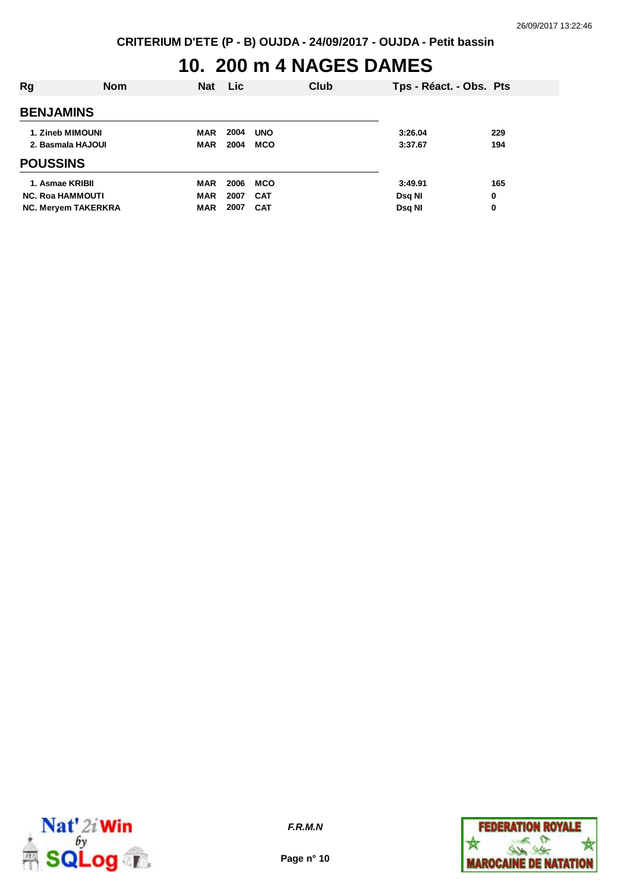CRITERIUM D'ETE (P - B) OUJDA - 24/09/2017 - OUJDA - Petit bassin

# 10. 200 m 4 NAGES DAMES

| Rg | Nom | Nat | Lic | Club | Tps - Réact. - Obs. | Pts |
|---|---|---|---|---|---|---|
| **BENJAMINS** | | | | | | |
| 1. | Zineb MIMOUNI | MAR | 2004 | UNO | 3:26.04 | 229 |
| 2. | Basmala HAJOUI | MAR | 2004 | MCO | 3:37.67 | 194 |
| **POUSSINS** | | | | | | |
| 1. | Asmae KRIBII | MAR | 2006 | MCO | 3:49.91 | 165 |
| NC. | Roa HAMMOUTI | MAR | 2007 | CAT | Dsq NI | 0 |
| NC. | Meryem TAKERKRA | MAR | 2007 | CAT | Dsq NI | 0 |

F.R.M.N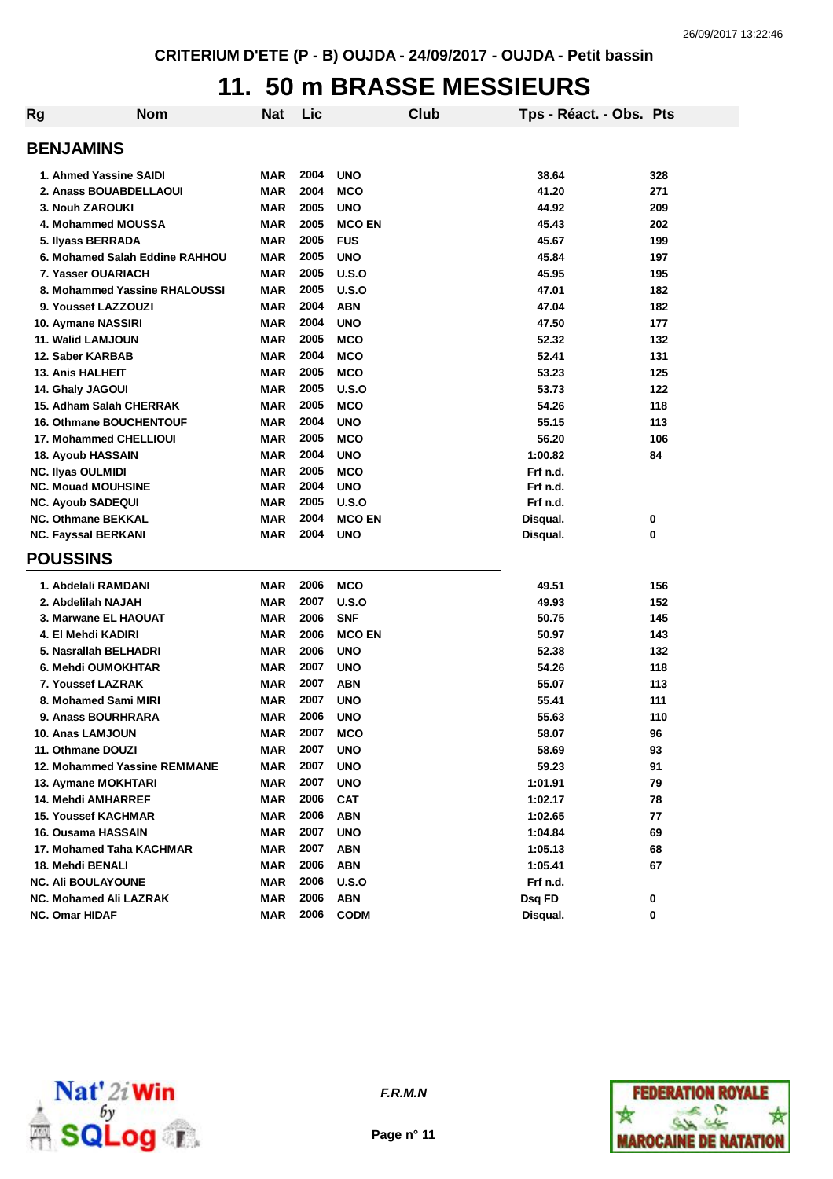CRITERIUM D'ETE (P - B) OUJDA - 24/09/2017 - OUJDA - Petit bassin

# 11. 50 m BRASSE MESSIEURS

| Rg | Nom | Nat | Lic | Club | Tps - Réact. - Obs. | Pts |
|---|---|---|---|---|---|---|
| **BENJAMINS** | | | | | | |
| 1. | Ahmed Yassine SAIDI | MAR | 2004 | UNO | 38.64 | 328 |
| 2. | Anass BOUABDELLAOUI | MAR | 2004 | MCO | 41.20 | 271 |
| 3. | Nouh ZAROUKI | MAR | 2005 | UNO | 44.92 | 209 |
| 4. | Mohammed MOUSSA | MAR | 2005 | MCO EN | 45.43 | 202 |
| 5. | Ilyass BERRADA | MAR | 2005 | FUS | 45.67 | 199 |
| 6. | Mohamed Salah Eddine RAHHOU | MAR | 2005 | UNO | 45.84 | 197 |
| 7. | Yasser OUARIACH | MAR | 2005 | U.S.O | 45.95 | 195 |
| 8. | Mohammed Yassine RHALOUSSI | MAR | 2005 | U.S.O | 47.01 | 182 |
| 9. | Youssef LAZZOUZI | MAR | 2004 | ABN | 47.04 | 182 |
| 10. | Aymane NASSIRI | MAR | 2004 | UNO | 47.50 | 177 |
| 11. | Walid LAMJOUN | MAR | 2005 | MCO | 52.32 | 132 |
| 12. | Saber KARBAB | MAR | 2004 | MCO | 52.41 | 131 |
| 13. | Anis HALHEIT | MAR | 2005 | MCO | 53.23 | 125 |
| 14. | Ghaly JAGOUI | MAR | 2005 | U.S.O | 53.73 | 122 |
| 15. | Adham Salah CHERRAK | MAR | 2005 | MCO | 54.26 | 118 |
| 16. | Othmane BOUCHENTOUF | MAR | 2004 | UNO | 55.15 | 113 |
| 17. | Mohammed CHELLIOUI | MAR | 2005 | MCO | 56.20 | 106 |
| 18. | Ayoub HASSAIN | MAR | 2004 | UNO | 1:00.82 | 84 |
| NC. | Ilyas OULMIDI | MAR | 2005 | MCO | Frf n.d. | |
| NC. | Mouad MOUHSINE | MAR | 2004 | UNO | Frf n.d. | |
| NC. | Ayoub SADEQUI | MAR | 2005 | U.S.O | Frf n.d. | |
| NC. | Othmane BEKKAL | MAR | 2004 | MCO EN | Disqual. | 0 |
| NC. | Fayssal BERKANI | MAR | 2004 | UNO | Disqual. | 0 |
| **POUSSINS** | | | | | | |
| 1. | Abdelali RAMDANI | MAR | 2006 | MCO | 49.51 | 156 |
| 2. | Abdelilah NAJAH | MAR | 2007 | U.S.O | 49.93 | 152 |
| 3. | Marwane EL HAOUAT | MAR | 2006 | SNF | 50.75 | 145 |
| 4. | El Mehdi KADIRI | MAR | 2006 | MCO EN | 50.97 | 143 |
| 5. | Nasrallah BELHADRI | MAR | 2006 | UNO | 52.38 | 132 |
| 6. | Mehdi OUMOKHTAR | MAR | 2007 | UNO | 54.26 | 118 |
| 7. | Youssef LAZRAK | MAR | 2007 | ABN | 55.07 | 113 |
| 8. | Mohamed Sami MIRI | MAR | 2007 | UNO | 55.41 | 111 |
| 9. | Anass BOURHRARA | MAR | 2006 | UNO | 55.63 | 110 |
| 10. | Anas LAMJOUN | MAR | 2007 | MCO | 58.07 | 96 |
| 11. | Othmane DOUZI | MAR | 2007 | UNO | 58.69 | 93 |
| 12. | Mohammed Yassine REMMANE | MAR | 2007 | UNO | 59.23 | 91 |
| 13. | Aymane MOKHTARI | MAR | 2007 | UNO | 1:01.91 | 79 |
| 14. | Mehdi AMHARREF | MAR | 2006 | CAT | 1:02.17 | 78 |
| 15. | Youssef KACHMAR | MAR | 2006 | ABN | 1:02.65 | 77 |
| 16. | Ousama HASSAIN | MAR | 2007 | UNO | 1:04.84 | 69 |
| 17. | Mohamed Taha KACHMAR | MAR | 2007 | ABN | 1:05.13 | 68 |
| 18. | Mehdi BENALI | MAR | 2006 | ABN | 1:05.41 | 67 |
| NC. | Ali BOULAYOUNE | MAR | 2006 | U.S.O | Frf n.d. | |
| NC. | Mohamed Ali LAZRAK | MAR | 2006 | ABN | Dsq FD | 0 |
| NC. | Omar HIDAF | MAR | 2006 | CODM | Disqual. | 0 |

F.R.M.N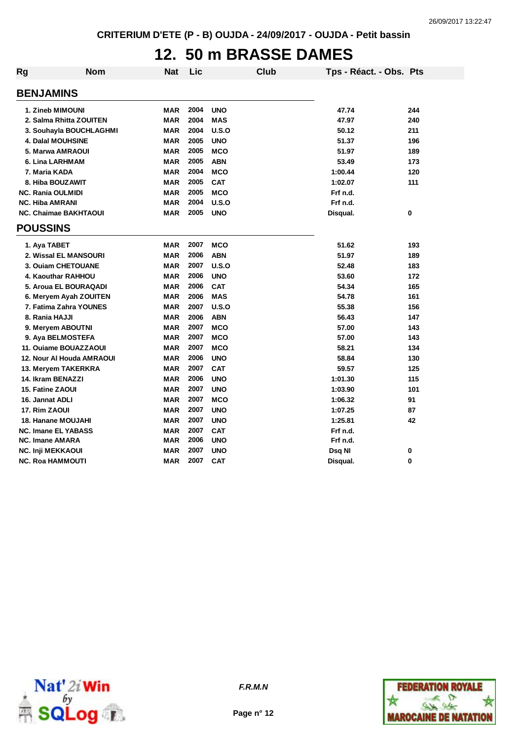CRITERIUM D'ETE (P - B) OUJDA - 24/09/2017 - OUJDA - Petit bassin

# 12. 50 m BRASSE DAMES

| Rg | Nom | Nat | Lic | Club | Tps - Réact. - Obs. | Pts |
|---|---|---|---|---|---|---|
| **BENJAMINS** | | | | | | |
| 1. | Zineb MIMOUNI | MAR | 2004 | UNO | 47.74 | 244 |
| 2. | Salma Rhitta ZOUITEN | MAR | 2004 | MAS | 47.97 | 240 |
| 3. | Souhayla BOUCHLAGHMI | MAR | 2004 | U.S.O | 50.12 | 211 |
| 4. | Dalal MOUHSINE | MAR | 2005 | UNO | 51.37 | 196 |
| 5. | Marwa AMRAOUI | MAR | 2005 | MCO | 51.97 | 189 |
| 6. | Lina LARHMAM | MAR | 2005 | ABN | 53.49 | 173 |
| 7. | Maria KADA | MAR | 2004 | MCO | 1:00.44 | 120 |
| 8. | Hiba BOUZAWIT | MAR | 2005 | CAT | 1:02.07 | 111 |
| NC. | Rania OULMIDI | MAR | 2005 | MCO | Frf n.d. | |
| NC. | Hiba AMRANI | MAR | 2004 | U.S.O | Frf n.d. | |
| NC. | Chaimae BAKHTAOUI | MAR | 2005 | UNO | Disqual. | 0 |
| **POUSSINS** | | | | | | |
| 1. | Aya TABET | MAR | 2007 | MCO | 51.62 | 193 |
| 2. | Wissal EL MANSOURI | MAR | 2006 | ABN | 51.97 | 189 |
| 3. | Ouiam CHETOUANE | MAR | 2007 | U.S.O | 52.48 | 183 |
| 4. | Kaouthar RAHHOU | MAR | 2006 | UNO | 53.60 | 172 |
| 5. | Aroua EL BOURAQADI | MAR | 2006 | CAT | 54.34 | 165 |
| 6. | Meryem Ayah ZOUITEN | MAR | 2006 | MAS | 54.78 | 161 |
| 7. | Fatima Zahra YOUNES | MAR | 2007 | U.S.O | 55.38 | 156 |
| 8. | Rania HAJJI | MAR | 2006 | ABN | 56.43 | 147 |
| 9. | Meryem ABOUTNI | MAR | 2007 | MCO | 57.00 | 143 |
| 9. | Aya BELMOSTEFA | MAR | 2007 | MCO | 57.00 | 143 |
| 11. | Ouiame BOUAZZAOUI | MAR | 2007 | MCO | 58.21 | 134 |
| 12. | Nour Al Houda AMRAOUI | MAR | 2006 | UNO | 58.84 | 130 |
| 13. | Meryem TAKERKRA | MAR | 2007 | CAT | 59.57 | 125 |
| 14. | Ikram BENAZZI | MAR | 2006 | UNO | 1:01.30 | 115 |
| 15. | Fatine ZAOUI | MAR | 2007 | UNO | 1:03.90 | 101 |
| 16. | Jannat ADLI | MAR | 2007 | MCO | 1:06.32 | 91 |
| 17. | Rim ZAOUI | MAR | 2007 | UNO | 1:07.25 | 87 |
| 18. | Hanane MOUJAHI | MAR | 2007 | UNO | 1:25.81 | 42 |
| NC. | Imane EL YABASS | MAR | 2007 | CAT | Frf n.d. | |
| NC. | Imane AMARA | MAR | 2006 | UNO | Frf n.d. | |
| NC. | Inji MEKKAOUI | MAR | 2007 | UNO | Dsq NI | 0 |
| NC. | Roa HAMMOUTI | MAR | 2007 | CAT | Disqual. | 0 |

*F.R.M.N*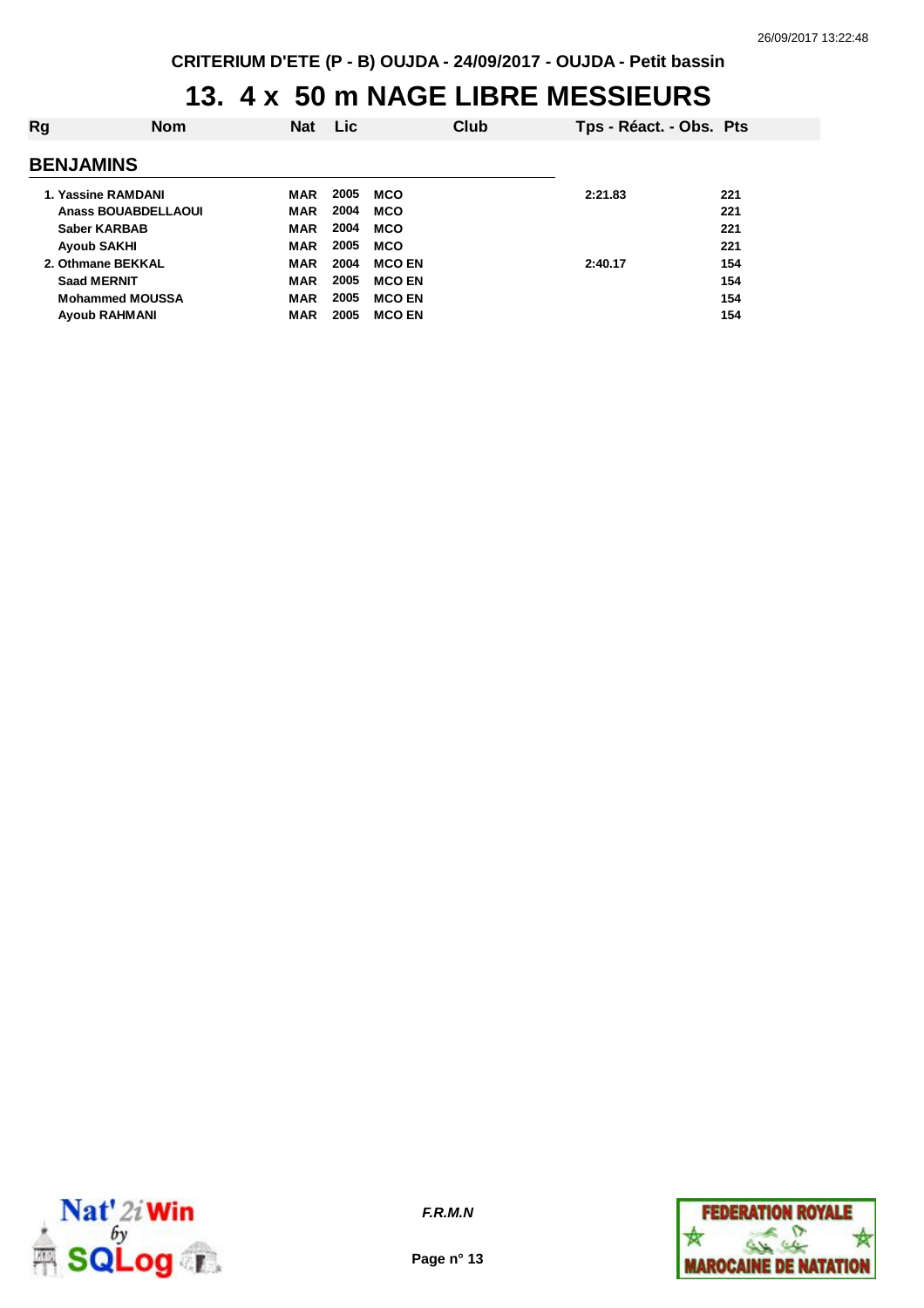CRITERIUM D'ETE (P - B) OUJDA - 24/09/2017 - OUJDA - Petit bassin

# 13. 4 x 50 m NAGE LIBRE MESSIEURS

| Rg | Nom | Nat | Lic | Club | Tps - Réact. - Obs. | Pts |
|---|---|---|---|---|---|---|

## BENJAMINS

| Rg | Nom | Nat | Lic | Club | Tps - Réact. - Obs. | Pts |
|---|---|---|---|---|---|---|
| 1. | Yassine RAMDANI | MAR | 2005 | MCO | 2:21.83 | 221 |
| | Anass BOUABDELLAOUI | MAR | 2004 | MCO | | 221 |
| | Saber KARBAB | MAR | 2004 | MCO | | 221 |
| | Ayoub SAKHI | MAR | 2005 | MCO | | 221 |
| 2. | Othmane BEKKAL | MAR | 2004 | MCO EN | 2:40.17 | 154 |
| | Saad MERNIT | MAR | 2005 | MCO EN | | 154 |
| | Mohammed MOUSSA | MAR | 2005 | MCO EN | | 154 |
| | Ayoub RAHMANI | MAR | 2005 | MCO EN | | 154 |

*F.R.M.N*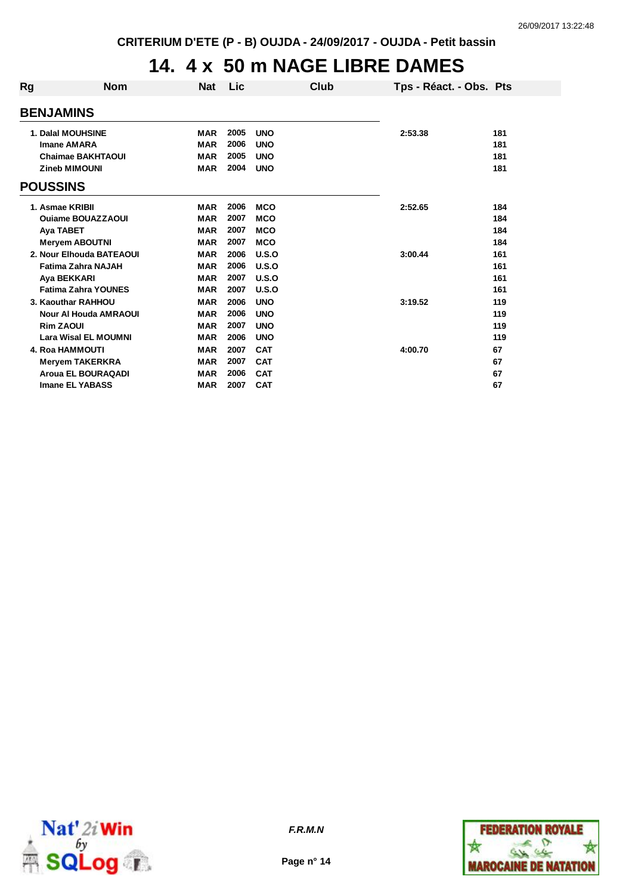CRITERIUM D'ETE (P - B) OUJDA - 24/09/2017 - OUJDA - Petit bassin

# 14. 4 x 50 m NAGE LIBRE DAMES

| Rg | Nom | Nat | Lic | Club | Tps - Réact. - Obs. | Pts |
|---|---|---|---|---|---|---|
| **BENJAMINS** | | | | | | |
| 1. | Dalal MOUHSINE | MAR | 2005 | UNO | 2:53.38 | 181 |
| | Imane AMARA | MAR | 2006 | UNO | | 181 |
| | Chaimae BAKHTAOUI | MAR | 2005 | UNO | | 181 |
| | Zineb MIMOUNI | MAR | 2004 | UNO | | 181 |
| **POUSSINS** | | | | | | |
| 1. | Asmae KRIBII | MAR | 2006 | MCO | 2:52.65 | 184 |
| | Ouiame BOUAZZAOUI | MAR | 2007 | MCO | | 184 |
| | Aya TABET | MAR | 2007 | MCO | | 184 |
| | Meryem ABOUTNI | MAR | 2007 | MCO | | 184 |
| 2. | Nour Elhouda BATEAOUI | MAR | 2006 | U.S.O | 3:00.44 | 161 |
| | Fatima Zahra NAJAH | MAR | 2006 | U.S.O | | 161 |
| | Aya BEKKARI | MAR | 2007 | U.S.O | | 161 |
| | Fatima Zahra YOUNES | MAR | 2007 | U.S.O | | 161 |
| 3. | Kaouthar RAHHOU | MAR | 2006 | UNO | 3:19.52 | 119 |
| | Nour Al Houda AMRAOUI | MAR | 2006 | UNO | | 119 |
| | Rim ZAOUI | MAR | 2007 | UNO | | 119 |
| | Lara Wisal EL MOUMNI | MAR | 2006 | UNO | | 119 |
| 4. | Roa HAMMOUTI | MAR | 2007 | CAT | 4:00.70 | 67 |
| | Meryem TAKERKRA | MAR | 2007 | CAT | | 67 |
| | Aroua EL BOURAQADI | MAR | 2006 | CAT | | 67 |
| | Imane EL YABASS | MAR | 2007 | CAT | | 67 |

*F.R.M.N*